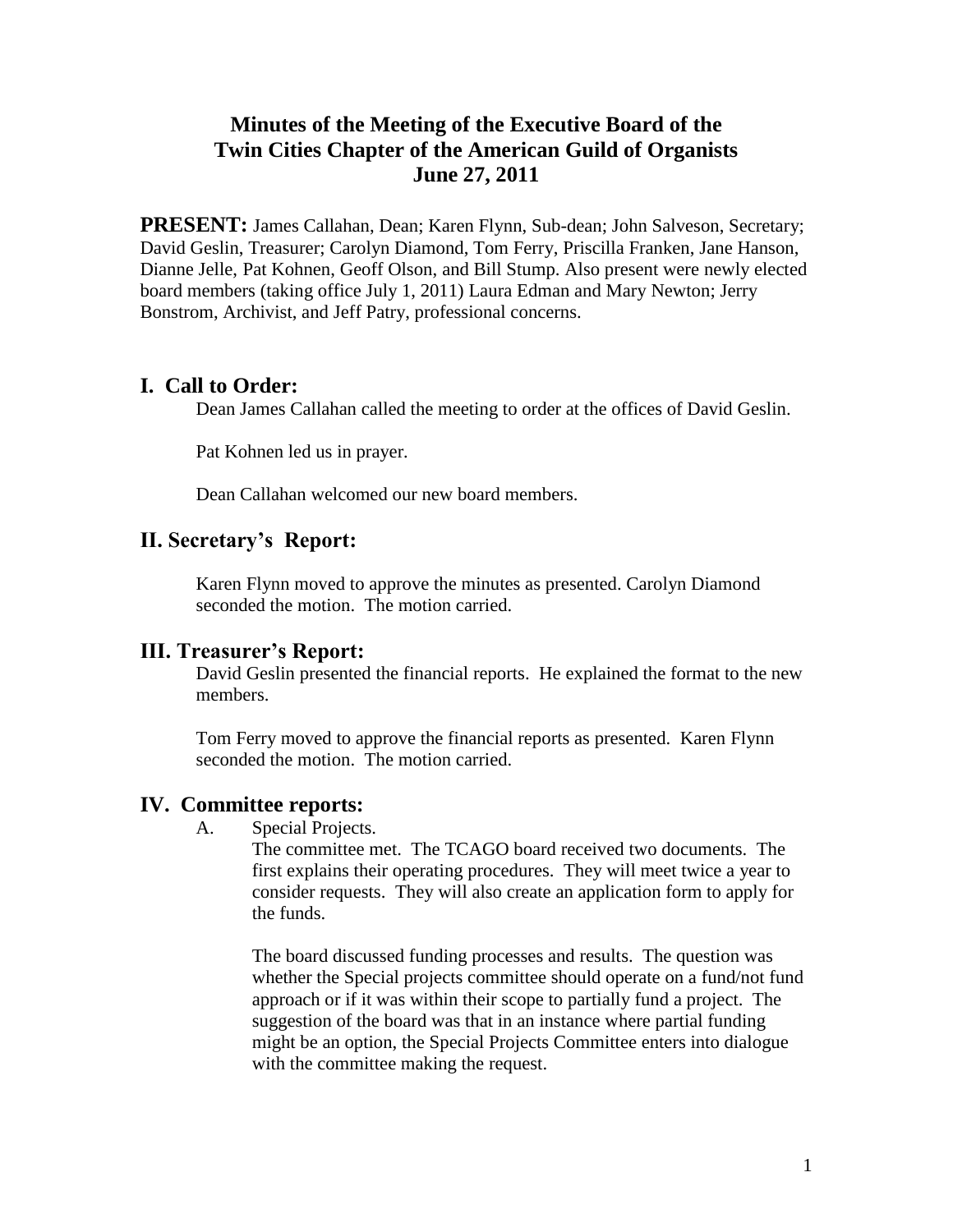# Minutes of the Meeting of the Executive Board of the Twin Cities Chapter of the American Guild of Organists June 27, 2011

**PRESENT:** James Callahan, Dean; Karen Flynn, Sub-dean; John Salveson, Secretary; David Geslin, Treasurer; Carolyn Diamond, Tom Ferry, Priscilla Franken, Jane Hanson, Dianne Jelle, Pat Kohnen, Geoff Olson, and Bill Stump. Also present were newly elected board members (taking office July 1, 2011) Laura Edman and Mary Newton; Jerry Bonstrom, Archivist, and Jeff Patry, professional concerns.

## I. Call to Order:

Dean James Callahan called the meeting to order at the offices of David Geslin.

Pat Kohnen led us in prayer.

Dean Callahan welcomed our new board members.

## II. Secretary's Report:

Karen Flynn moved to approve the minutes as presented. Carolyn Diamond seconded the motion. The motion carried.

## III. Treasurer's Report:

David Geslin presented the financial reports. He explained the format to the new members.

Tom Ferry moved to approve the financial reports as presented. Karen Flynn seconded the motion. The motion carried.

## IV. Committee reports:

A. Special Projects.

The committee met. The TCAGO board received two documents. The first explains their operating procedures. They will meet twice a year to consider requests. They will also create an application form to apply for the funds.

The board discussed funding processes and results. The question was whether the Special projects committee should operate on a fund/not fund approach or if it was within their scope to partially fund a project. The suggestion of the board was that in an instance where partial funding might be an option, the Special Projects Committee enters into dialogue with the committee making the request.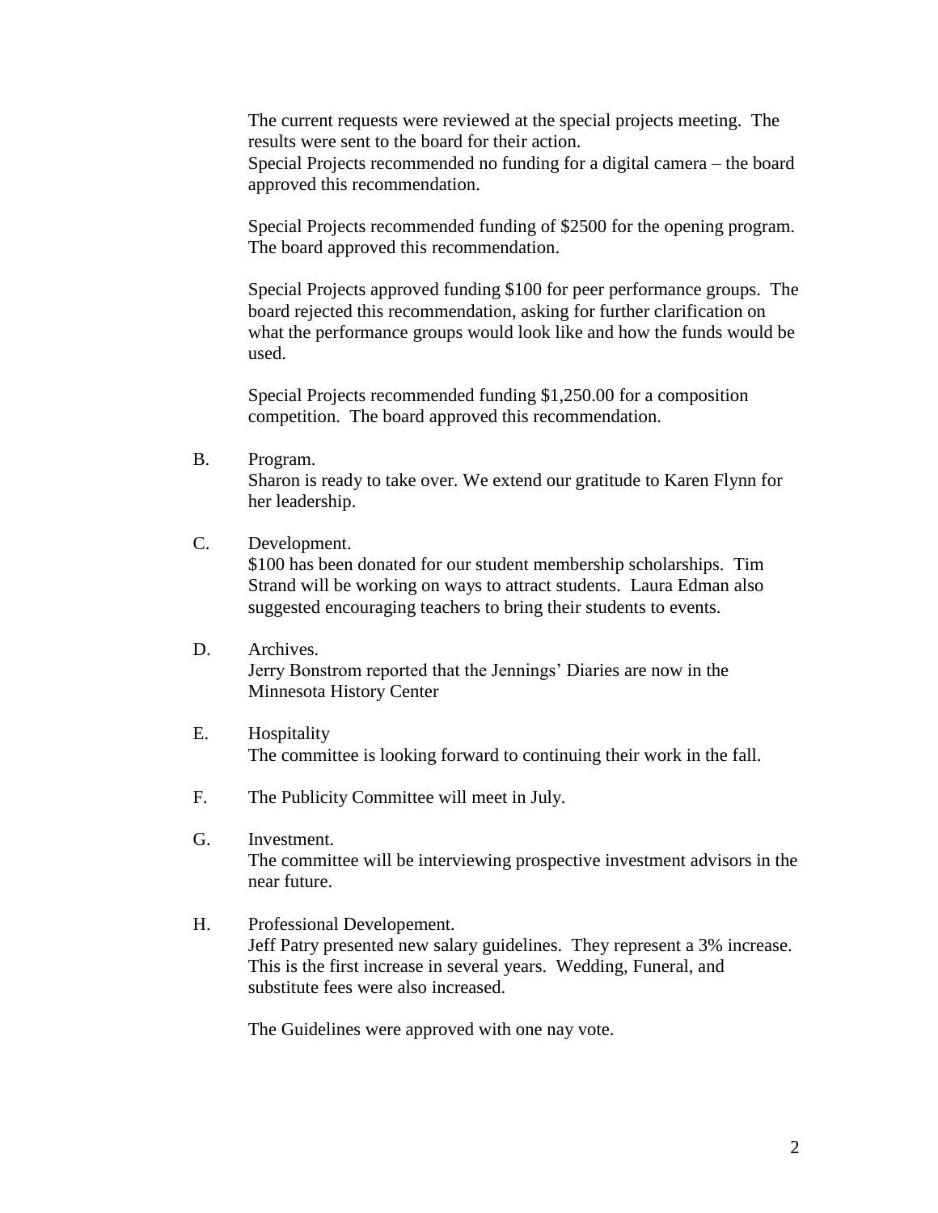The current requests were reviewed at the special projects meeting. The results were sent to the board for their action.
Special Projects recommended no funding for a digital camera – the board approved this recommendation.

Special Projects recommended funding of $2500 for the opening program. The board approved this recommendation.

Special Projects approved funding $100 for peer performance groups. The board rejected this recommendation, asking for further clarification on what the performance groups would look like and how the funds would be used.

Special Projects recommended funding $1,250.00 for a composition competition. The board approved this recommendation.

B. Program.
Sharon is ready to take over. We extend our gratitude to Karen Flynn for her leadership.

C. Development.
$100 has been donated for our student membership scholarships. Tim Strand will be working on ways to attract students. Laura Edman also suggested encouraging teachers to bring their students to events.

D. Archives.
Jerry Bonstrom reported that the Jennings' Diaries are now in the Minnesota History Center

E. Hospitality
The committee is looking forward to continuing their work in the fall.

F. The Publicity Committee will meet in July.

G. Investment.
The committee will be interviewing prospective investment advisors in the near future.

H. Professional Developement.
Jeff Patry presented new salary guidelines. They represent a 3% increase. This is the first increase in several years. Wedding, Funeral, and substitute fees were also increased.

The Guidelines were approved with one nay vote.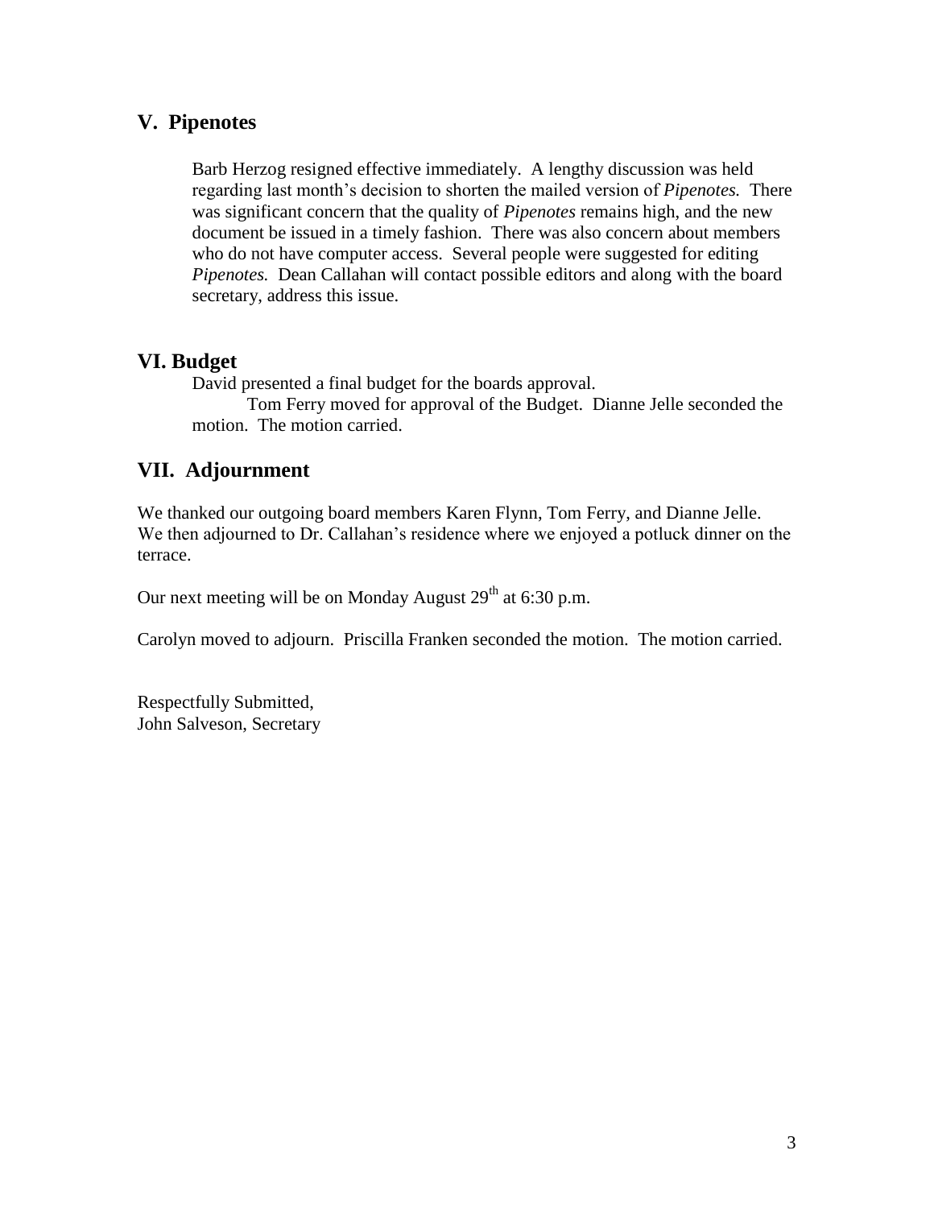## V. Pipenotes

Barb Herzog resigned effective immediately. A lengthy discussion was held regarding last month's decision to shorten the mailed version of *Pipenotes.* There was significant concern that the quality of *Pipenotes* remains high, and the new document be issued in a timely fashion. There was also concern about members who do not have computer access. Several people were suggested for editing *Pipenotes.* Dean Callahan will contact possible editors and along with the board secretary, address this issue.

## VI. Budget

David presented a final budget for the boards approval.

Tom Ferry moved for approval of the Budget. Dianne Jelle seconded the motion. The motion carried.

## VII. Adjournment

We thanked our outgoing board members Karen Flynn, Tom Ferry, and Dianne Jelle. We then adjourned to Dr. Callahan's residence where we enjoyed a potluck dinner on the terrace.

Our next meeting will be on Monday August 29th at 6:30 p.m.

Carolyn moved to adjourn. Priscilla Franken seconded the motion. The motion carried.

Respectfully Submitted,
John Salveson, Secretary